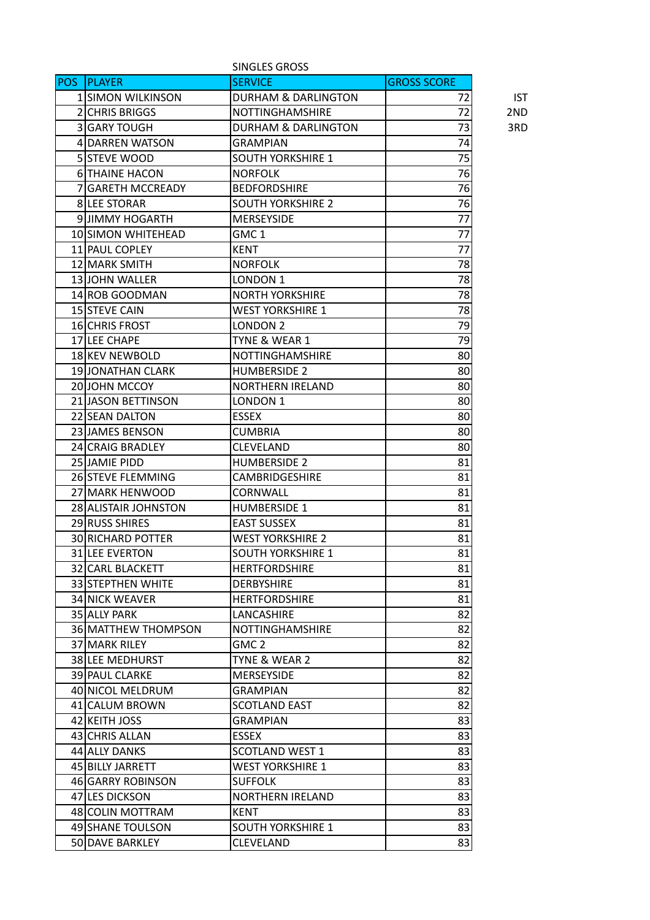SINGLES GROSS

| POS | PLAYER | SERVICE | GROSS SCORE | |
|---|---|---|---|---|
| 1 | SIMON WILKINSON | DURHAM & DARLINGTON | 72 | IST |
| 2 | CHRIS BRIGGS | NOTTINGHAMSHIRE | 72 | 2ND |
| 3 | GARY TOUGH | DURHAM & DARLINGTON | 73 | 3RD |
| 4 | DARREN WATSON | GRAMPIAN | 74 | |
| 5 | STEVE WOOD | SOUTH YORKSHIRE 1 | 75 | |
| 6 | THAINE HACON | NORFOLK | 76 | |
| 7 | GARETH MCCREADY | BEDFORDSHIRE | 76 | |
| 8 | LEE STORAR | SOUTH YORKSHIRE 2 | 76 | |
| 9 | JIMMY HOGARTH | MERSEYSIDE | 77 | |
| 10 | SIMON WHITEHEAD | GMC 1 | 77 | |
| 11 | PAUL COPLEY | KENT | 77 | |
| 12 | MARK SMITH | NORFOLK | 78 | |
| 13 | JOHN WALLER | LONDON 1 | 78 | |
| 14 | ROB GOODMAN | NORTH YORKSHIRE | 78 | |
| 15 | STEVE CAIN | WEST YORKSHIRE 1 | 78 | |
| 16 | CHRIS FROST | LONDON 2 | 79 | |
| 17 | LEE CHAPE | TYNE & WEAR 1 | 79 | |
| 18 | KEV NEWBOLD | NOTTINGHAMSHIRE | 80 | |
| 19 | JONATHAN CLARK | HUMBERSIDE 2 | 80 | |
| 20 | JOHN MCCOY | NORTHERN IRELAND | 80 | |
| 21 | JASON BETTINSON | LONDON 1 | 80 | |
| 22 | SEAN DALTON | ESSEX | 80 | |
| 23 | JAMES BENSON | CUMBRIA | 80 | |
| 24 | CRAIG BRADLEY | CLEVELAND | 80 | |
| 25 | JAMIE PIDD | HUMBERSIDE 2 | 81 | |
| 26 | STEVE FLEMMING | CAMBRIDGESHIRE | 81 | |
| 27 | MARK HENWOOD | CORNWALL | 81 | |
| 28 | ALISTAIR JOHNSTON | HUMBERSIDE 1 | 81 | |
| 29 | RUSS SHIRES | EAST SUSSEX | 81 | |
| 30 | RICHARD POTTER | WEST YORKSHIRE 2 | 81 | |
| 31 | LEE EVERTON | SOUTH YORKSHIRE 1 | 81 | |
| 32 | CARL BLACKETT | HERTFORDSHIRE | 81 | |
| 33 | STEPTHEN WHITE | DERBYSHIRE | 81 | |
| 34 | NICK WEAVER | HERTFORDSHIRE | 81 | |
| 35 | ALLY PARK | LANCASHIRE | 82 | |
| 36 | MATTHEW THOMPSON | NOTTINGHAMSHIRE | 82 | |
| 37 | MARK RILEY | GMC 2 | 82 | |
| 38 | LEE MEDHURST | TYNE & WEAR 2 | 82 | |
| 39 | PAUL CLARKE | MERSEYSIDE | 82 | |
| 40 | NICOL MELDRUM | GRAMPIAN | 82 | |
| 41 | CALUM BROWN | SCOTLAND EAST | 82 | |
| 42 | KEITH JOSS | GRAMPIAN | 83 | |
| 43 | CHRIS ALLAN | ESSEX | 83 | |
| 44 | ALLY DANKS | SCOTLAND WEST 1 | 83 | |
| 45 | BILLY JARRETT | WEST YORKSHIRE 1 | 83 | |
| 46 | GARRY ROBINSON | SUFFOLK | 83 | |
| 47 | LES DICKSON | NORTHERN IRELAND | 83 | |
| 48 | COLIN MOTTRAM | KENT | 83 | |
| 49 | SHANE TOULSON | SOUTH YORKSHIRE 1 | 83 | |
| 50 | DAVE BARKLEY | CLEVELAND | 83 | |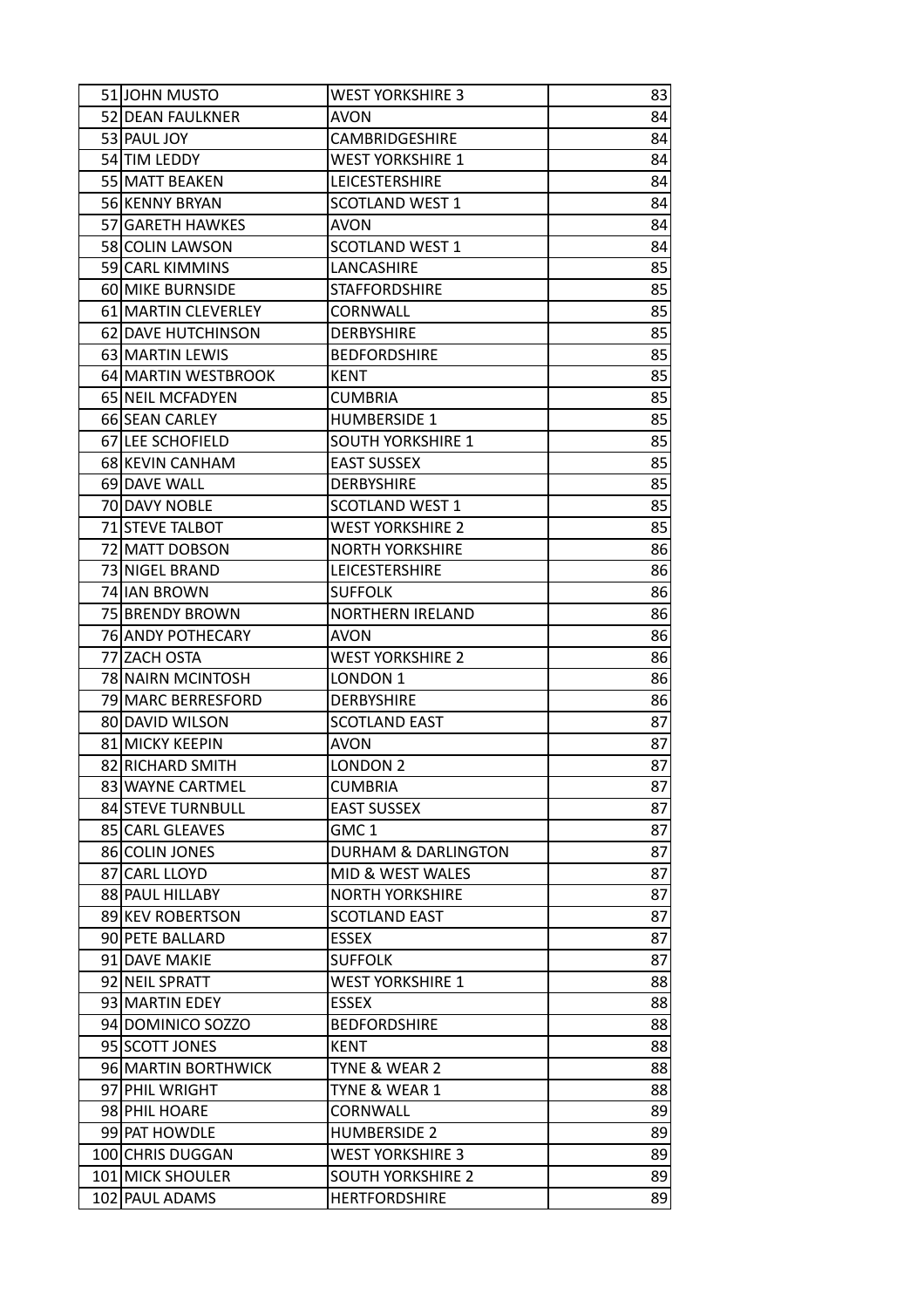| | | | |
|---|---|---|---|
| 51 | JOHN MUSTO | WEST YORKSHIRE 3 | 83 |
| 52 | DEAN FAULKNER | AVON | 84 |
| 53 | PAUL JOY | CAMBRIDGESHIRE | 84 |
| 54 | TIM LEDDY | WEST YORKSHIRE 1 | 84 |
| 55 | MATT BEAKEN | LEICESTERSHIRE | 84 |
| 56 | KENNY BRYAN | SCOTLAND WEST 1 | 84 |
| 57 | GARETH HAWKES | AVON | 84 |
| 58 | COLIN LAWSON | SCOTLAND WEST 1 | 84 |
| 59 | CARL KIMMINS | LANCASHIRE | 85 |
| 60 | MIKE BURNSIDE | STAFFORDSHIRE | 85 |
| 61 | MARTIN CLEVERLEY | CORNWALL | 85 |
| 62 | DAVE HUTCHINSON | DERBYSHIRE | 85 |
| 63 | MARTIN LEWIS | BEDFORDSHIRE | 85 |
| 64 | MARTIN WESTBROOK | KENT | 85 |
| 65 | NEIL MCFADYEN | CUMBRIA | 85 |
| 66 | SEAN CARLEY | HUMBERSIDE 1 | 85 |
| 67 | LEE SCHOFIELD | SOUTH YORKSHIRE 1 | 85 |
| 68 | KEVIN CANHAM | EAST SUSSEX | 85 |
| 69 | DAVE WALL | DERBYSHIRE | 85 |
| 70 | DAVY NOBLE | SCOTLAND WEST 1 | 85 |
| 71 | STEVE TALBOT | WEST YORKSHIRE 2 | 85 |
| 72 | MATT DOBSON | NORTH YORKSHIRE | 86 |
| 73 | NIGEL BRAND | LEICESTERSHIRE | 86 |
| 74 | IAN BROWN | SUFFOLK | 86 |
| 75 | BRENDY BROWN | NORTHERN IRELAND | 86 |
| 76 | ANDY POTHECARY | AVON | 86 |
| 77 | ZACH OSTA | WEST YORKSHIRE 2 | 86 |
| 78 | NAIRN MCINTOSH | LONDON 1 | 86 |
| 79 | MARC BERRESFORD | DERBYSHIRE | 86 |
| 80 | DAVID WILSON | SCOTLAND EAST | 87 |
| 81 | MICKY KEEPIN | AVON | 87 |
| 82 | RICHARD SMITH | LONDON 2 | 87 |
| 83 | WAYNE CARTMEL | CUMBRIA | 87 |
| 84 | STEVE TURNBULL | EAST SUSSEX | 87 |
| 85 | CARL GLEAVES | GMC 1 | 87 |
| 86 | COLIN JONES | DURHAM & DARLINGTON | 87 |
| 87 | CARL LLOYD | MID & WEST WALES | 87 |
| 88 | PAUL HILLABY | NORTH YORKSHIRE | 87 |
| 89 | KEV ROBERTSON | SCOTLAND EAST | 87 |
| 90 | PETE BALLARD | ESSEX | 87 |
| 91 | DAVE MAKIE | SUFFOLK | 87 |
| 92 | NEIL SPRATT | WEST YORKSHIRE 1 | 88 |
| 93 | MARTIN EDEY | ESSEX | 88 |
| 94 | DOMINICO SOZZO | BEDFORDSHIRE | 88 |
| 95 | SCOTT JONES | KENT | 88 |
| 96 | MARTIN BORTHWICK | TYNE & WEAR 2 | 88 |
| 97 | PHIL WRIGHT | TYNE & WEAR 1 | 88 |
| 98 | PHIL HOARE | CORNWALL | 89 |
| 99 | PAT HOWDLE | HUMBERSIDE 2 | 89 |
| 100 | CHRIS DUGGAN | WEST YORKSHIRE 3 | 89 |
| 101 | MICK SHOULER | SOUTH YORKSHIRE 2 | 89 |
| 102 | PAUL ADAMS | HERTFORDSHIRE | 89 |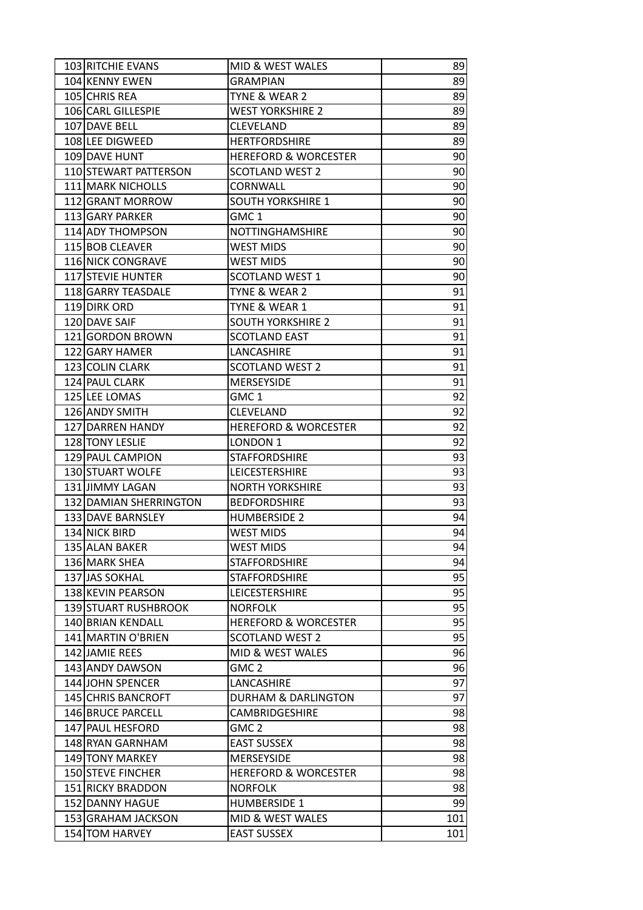| 103 | RITCHIE EVANS | MID & WEST WALES | 89 |
|---|---|---|---|
| 104 | KENNY EWEN | GRAMPIAN | 89 |
| 105 | CHRIS REA | TYNE & WEAR 2 | 89 |
| 106 | CARL GILLESPIE | WEST YORKSHIRE 2 | 89 |
| 107 | DAVE BELL | CLEVELAND | 89 |
| 108 | LEE DIGWEED | HERTFORDSHIRE | 89 |
| 109 | DAVE HUNT | HEREFORD & WORCESTER | 90 |
| 110 | STEWART PATTERSON | SCOTLAND WEST 2 | 90 |
| 111 | MARK NICHOLLS | CORNWALL | 90 |
| 112 | GRANT MORROW | SOUTH YORKSHIRE 1 | 90 |
| 113 | GARY PARKER | GMC 1 | 90 |
| 114 | ADY THOMPSON | NOTTINGHAMSHIRE | 90 |
| 115 | BOB CLEAVER | WEST MIDS | 90 |
| 116 | NICK CONGRAVE | WEST MIDS | 90 |
| 117 | STEVIE HUNTER | SCOTLAND WEST 1 | 90 |
| 118 | GARRY TEASDALE | TYNE & WEAR 2 | 91 |
| 119 | DIRK ORD | TYNE & WEAR 1 | 91 |
| 120 | DAVE SAIF | SOUTH YORKSHIRE 2 | 91 |
| 121 | GORDON BROWN | SCOTLAND EAST | 91 |
| 122 | GARY HAMER | LANCASHIRE | 91 |
| 123 | COLIN CLARK | SCOTLAND WEST 2 | 91 |
| 124 | PAUL CLARK | MERSEYSIDE | 91 |
| 125 | LEE LOMAS | GMC 1 | 92 |
| 126 | ANDY SMITH | CLEVELAND | 92 |
| 127 | DARREN HANDY | HEREFORD & WORCESTER | 92 |
| 128 | TONY LESLIE | LONDON 1 | 92 |
| 129 | PAUL CAMPION | STAFFORDSHIRE | 93 |
| 130 | STUART WOLFE | LEICESTERSHIRE | 93 |
| 131 | JIMMY LAGAN | NORTH YORKSHIRE | 93 |
| 132 | DAMIAN SHERRINGTON | BEDFORDSHIRE | 93 |
| 133 | DAVE BARNSLEY | HUMBERSIDE 2 | 94 |
| 134 | NICK BIRD | WEST MIDS | 94 |
| 135 | ALAN BAKER | WEST MIDS | 94 |
| 136 | MARK SHEA | STAFFORDSHIRE | 94 |
| 137 | JAS SOKHAL | STAFFORDSHIRE | 95 |
| 138 | KEVIN PEARSON | LEICESTERSHIRE | 95 |
| 139 | STUART RUSHBROOK | NORFOLK | 95 |
| 140 | BRIAN KENDALL | HEREFORD & WORCESTER | 95 |
| 141 | MARTIN O'BRIEN | SCOTLAND WEST 2 | 95 |
| 142 | JAMIE REES | MID & WEST WALES | 96 |
| 143 | ANDY DAWSON | GMC 2 | 96 |
| 144 | JOHN SPENCER | LANCASHIRE | 97 |
| 145 | CHRIS BANCROFT | DURHAM & DARLINGTON | 97 |
| 146 | BRUCE PARCELL | CAMBRIDGESHIRE | 98 |
| 147 | PAUL HESFORD | GMC 2 | 98 |
| 148 | RYAN GARNHAM | EAST SUSSEX | 98 |
| 149 | TONY MARKEY | MERSEYSIDE | 98 |
| 150 | STEVE FINCHER | HEREFORD & WORCESTER | 98 |
| 151 | RICKY BRADDON | NORFOLK | 98 |
| 152 | DANNY HAGUE | HUMBERSIDE 1 | 99 |
| 153 | GRAHAM JACKSON | MID & WEST WALES | 101 |
| 154 | TOM HARVEY | EAST SUSSEX | 101 |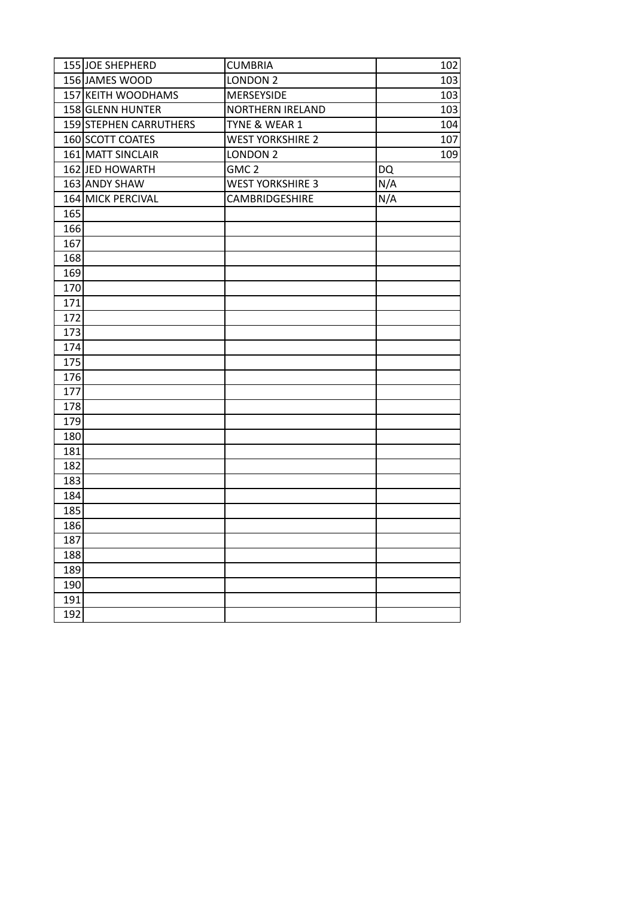| | | | |
|---|---|---|---|
| 155 | JOE SHEPHERD | CUMBRIA | 102 |
| 156 | JAMES WOOD | LONDON 2 | 103 |
| 157 | KEITH WOODHAMS | MERSEYSIDE | 103 |
| 158 | GLENN HUNTER | NORTHERN IRELAND | 103 |
| 159 | STEPHEN CARRUTHERS | TYNE & WEAR 1 | 104 |
| 160 | SCOTT COATES | WEST YORKSHIRE 2 | 107 |
| 161 | MATT SINCLAIR | LONDON 2 | 109 |
| 162 | JED HOWARTH | GMC 2 | DQ |
| 163 | ANDY SHAW | WEST YORKSHIRE 3 | N/A |
| 164 | MICK PERCIVAL | CAMBRIDGESHIRE | N/A |
| 165 | | | |
| 166 | | | |
| 167 | | | |
| 168 | | | |
| 169 | | | |
| 170 | | | |
| 171 | | | |
| 172 | | | |
| 173 | | | |
| 174 | | | |
| 175 | | | |
| 176 | | | |
| 177 | | | |
| 178 | | | |
| 179 | | | |
| 180 | | | |
| 181 | | | |
| 182 | | | |
| 183 | | | |
| 184 | | | |
| 185 | | | |
| 186 | | | |
| 187 | | | |
| 188 | | | |
| 189 | | | |
| 190 | | | |
| 191 | | | |
| 192 | | | |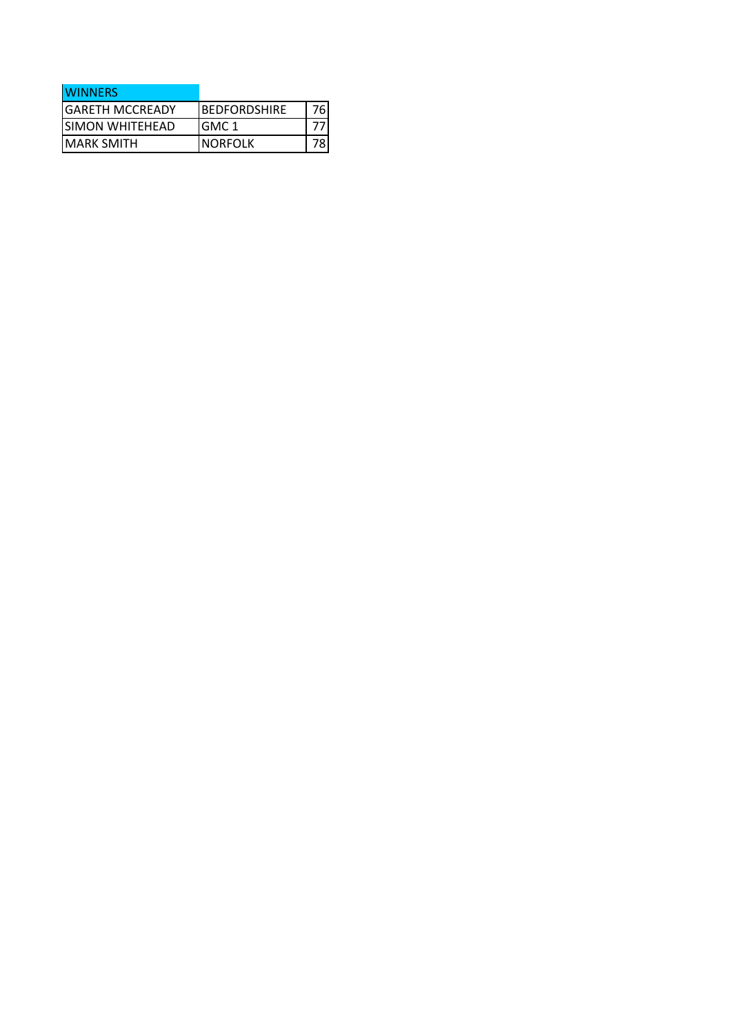| WINNERS | | |
|---|---|---|
| GARETH MCCREADY | BEDFORDSHIRE | 76 |
| SIMON WHITEHEAD | GMC 1 | 77 |
| MARK SMITH | NORFOLK | 78 |